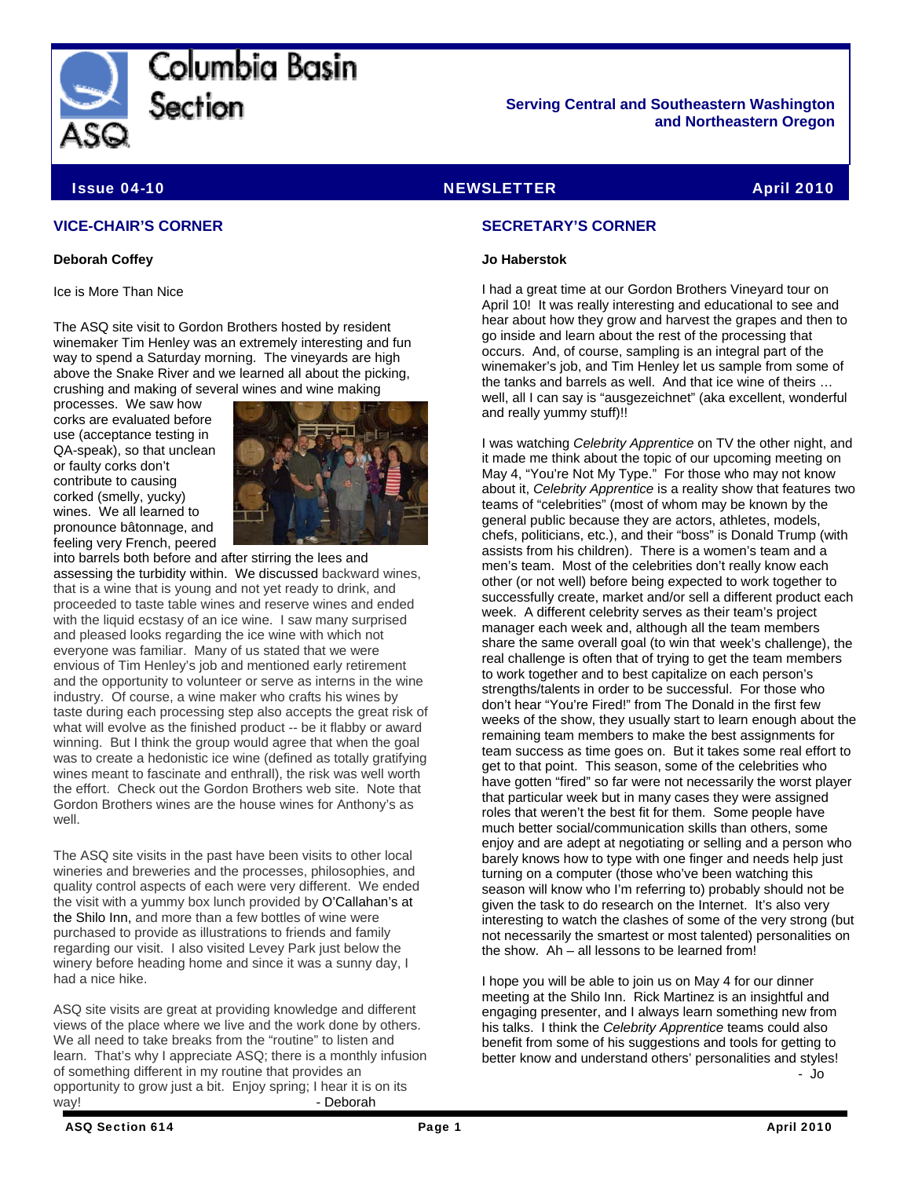# Columbia Basin Section

**Serving Central and Southeastern Washington and Northeastern Oregon**

**Issue 04-10** | **NEWSLETTER** | **April 2010**

## VICE-CHAIR'S CORNER

**Deborah Coffey**

Ice is More Than Nice

The ASQ site visit to Gordon Brothers hosted by resident winemaker Tim Henley was an extremely interesting and fun way to spend a Saturday morning. The vineyards are high above the Snake River and we learned all about the picking, crushing and making of several wines and wine making processes. We saw how corks are evaluated before use (acceptance testing in QA-speak), so that unclean or faulty corks don't contribute to causing corked (smelly, yucky) wines. We all learned to pronounce bâtonnage, and feeling very French, peered into barrels both before and after stirring the lees and assessing the turbidity within. We discussed backward wines, that is a wine that is young and not yet ready to drink, and proceeded to taste table wines and reserve wines and ended with the liquid ecstasy of an ice wine. I saw many surprised and pleased looks regarding the ice wine with which not everyone was familiar. Many of us stated that we were envious of Tim Henley's job and mentioned early retirement and the opportunity to volunteer or serve as interns in the wine industry. Of course, a wine maker who crafts his wines by taste during each processing step also accepts the great risk of what will evolve as the finished product -- be it flabby or award winning. But I think the group would agree that when the goal was to create a hedonistic ice wine (defined as totally gratifying wines meant to fascinate and enthrall), the risk was well worth the effort. Check out the Gordon Brothers web site. Note that Gordon Brothers wines are the house wines for Anthony's as well.

The ASQ site visits in the past have been visits to other local wineries and breweries and the processes, philosophies, and quality control aspects of each were very different. We ended the visit with a yummy box lunch provided by O'Callahan's at the Shilo Inn, and more than a few bottles of wine were purchased to provide as illustrations to friends and family regarding our visit. I also visited Levey Park just below the winery before heading home and since it was a sunny day, I had a nice hike.

ASQ site visits are great at providing knowledge and different views of the place where we live and the work done by others. We all need to take breaks from the "routine" to listen and learn. That's why I appreciate ASQ; there is a monthly infusion of something different in my routine that provides an opportunity to grow just a bit. Enjoy spring; I hear it is on its way!

- Deborah

## SECRETARY'S CORNER

**Jo Haberstok**

I had a great time at our Gordon Brothers Vineyard tour on April 10! It was really interesting and educational to see and hear about how they grow and harvest the grapes and then to go inside and learn about the rest of the processing that occurs. And, of course, sampling is an integral part of the winemaker's job, and Tim Henley let us sample from some of the tanks and barrels as well. And that ice wine of theirs … well, all I can say is "ausgezeichnet" (aka excellent, wonderful and really yummy stuff)!!

I was watching *Celebrity Apprentice* on TV the other night, and it made me think about the topic of our upcoming meeting on May 4, "You're Not My Type." For those who may not know about it, *Celebrity Apprentice* is a reality show that features two teams of "celebrities" (most of whom may be known by the general public because they are actors, athletes, models, chefs, politicians, etc.), and their "boss" is Donald Trump (with assists from his children). There is a women's team and a men's team. Most of the celebrities don't really know each other (or not well) before being expected to work together to successfully create, market and/or sell a different product each week. A different celebrity serves as their team's project manager each week and, although all the team members share the same overall goal (to win that week's challenge), the real challenge is often that of trying to get the team members to work together and to best capitalize on each person's strengths/talents in order to be successful. For those who don't hear "You're Fired!" from The Donald in the first few weeks of the show, they usually start to learn enough about the remaining team members to make the best assignments for team success as time goes on. But it takes some real effort to get to that point. This season, some of the celebrities who have gotten "fired" so far were not necessarily the worst player that particular week but in many cases they were assigned roles that weren't the best fit for them. Some people have much better social/communication skills than others, some enjoy and are adept at negotiating or selling and a person who barely knows how to type with one finger and needs help just turning on a computer (those who've been watching this season will know who I'm referring to) probably should not be given the task to do research on the Internet. It's also very interesting to watch the clashes of some of the very strong (but not necessarily the smartest or most talented) personalities on the show. Ah – all lessons to be learned from!

I hope you will be able to join us on May 4 for our dinner meeting at the Shilo Inn. Rick Martinez is an insightful and engaging presenter, and I always learn something new from his talks. I think the *Celebrity Apprentice* teams could also benefit from some of his suggestions and tools for getting to better know and understand others' personalities and styles!

- Jo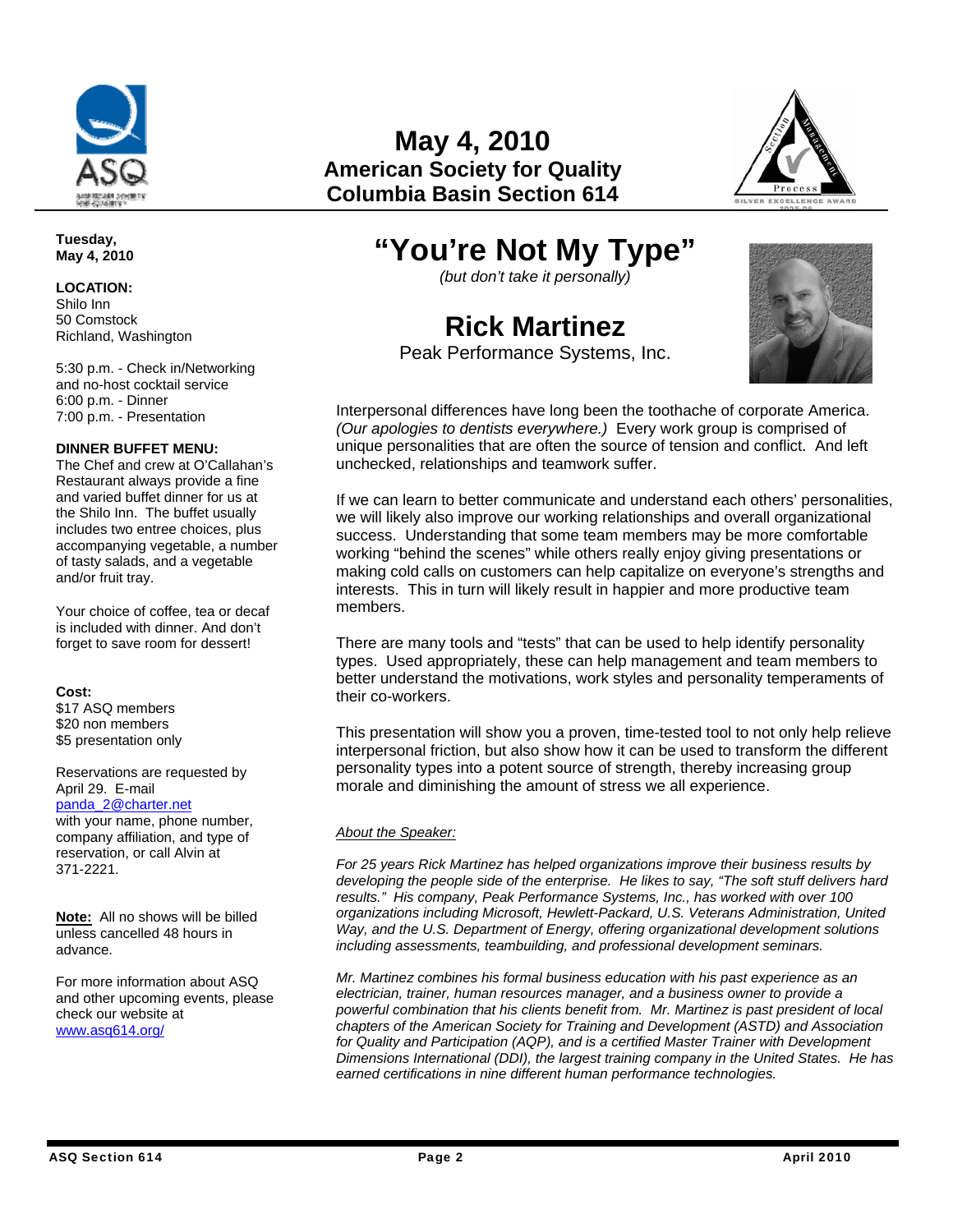# May 4, 2010

## American Society for Quality
## Columbia Basin Section 614

**Tuesday, May 4, 2010**

**LOCATION:**
Shilo Inn
50 Comstock
Richland, Washington

5:30 p.m. - Check in/Networking and no-host cocktail service
6:00 p.m. - Dinner
7:00 p.m. - Presentation

**DINNER BUFFET MENU:**
The Chef and crew at O'Callahan's Restaurant always provide a fine and varied buffet dinner for us at the Shilo Inn. The buffet usually includes two entree choices, plus accompanying vegetable, a number of tasty salads, and a vegetable and/or fruit tray.

Your choice of coffee, tea or decaf is included with dinner. And don't forget to save room for dessert!

**Cost:**
$17 ASQ members
$20 non members
$5 presentation only

Reservations are requested by April 29. E-mail panda_2@charter.net with your name, phone number, company affiliation, and type of reservation, or call Alvin at 371-2221.

**Note:** All no shows will be billed unless cancelled 48 hours in advance.

For more information about ASQ and other upcoming events, please check our website at www.asq614.org/

# "You're Not My Type"

*(but don't take it personally)*

## Rick Martinez

Peak Performance Systems, Inc.

Interpersonal differences have long been the toothache of corporate America. *(Our apologies to dentists everywhere.)* Every work group is comprised of unique personalities that are often the source of tension and conflict. And left unchecked, relationships and teamwork suffer.

If we can learn to better communicate and understand each others' personalities, we will likely also improve our working relationships and overall organizational success. Understanding that some team members may be more comfortable working "behind the scenes" while others really enjoy giving presentations or making cold calls on customers can help capitalize on everyone's strengths and interests. This in turn will likely result in happier and more productive team members.

There are many tools and "tests" that can be used to help identify personality types. Used appropriately, these can help management and team members to better understand the motivations, work styles and personality temperaments of their co-workers.

This presentation will show you a proven, time-tested tool to not only help relieve interpersonal friction, but also show how it can be used to transform the different personality types into a potent source of strength, thereby increasing group morale and diminishing the amount of stress we all experience.

*About the Speaker:*

*For 25 years Rick Martinez has helped organizations improve their business results by developing the people side of the enterprise. He likes to say, "The soft stuff delivers hard results." His company, Peak Performance Systems, Inc., has worked with over 100 organizations including Microsoft, Hewlett-Packard, U.S. Veterans Administration, United Way, and the U.S. Department of Energy, offering organizational development solutions including assessments, teambuilding, and professional development seminars.*

*Mr. Martinez combines his formal business education with his past experience as an electrician, trainer, human resources manager, and a business owner to provide a powerful combination that his clients benefit from. Mr. Martinez is past president of local chapters of the American Society for Training and Development (ASTD) and Association for Quality and Participation (AQP), and is a certified Master Trainer with Development Dimensions International (DDI), the largest training company in the United States. He has earned certifications in nine different human performance technologies.*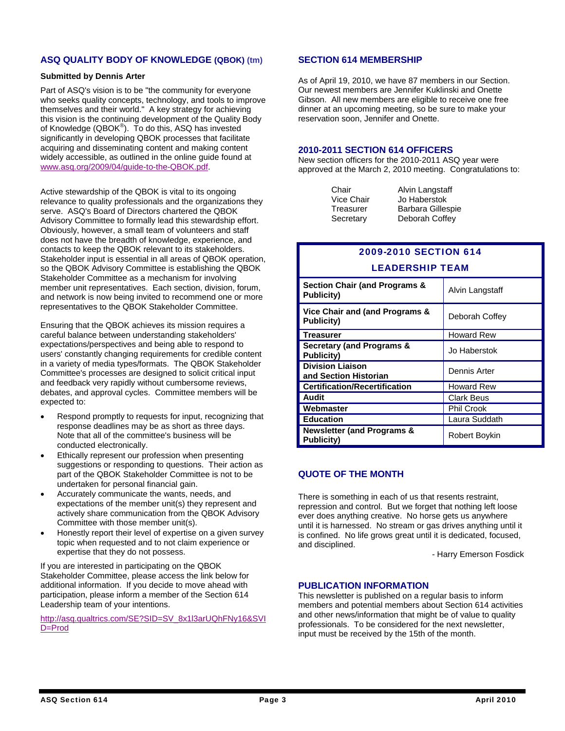## ASQ QUALITY BODY OF KNOWLEDGE (QBOK) (tm)

**Submitted by Dennis Arter**

Part of ASQ's vision is to be "the community for everyone who seeks quality concepts, technology, and tools to improve themselves and their world." A key strategy for achieving this vision is the continuing development of the Quality Body of Knowledge (QBOK®). To do this, ASQ has invested significantly in developing QBOK processes that facilitate acquiring and disseminating content and making content widely accessible, as outlined in the online guide found at www.asq.org/2009/04/guide-to-the-QBOK.pdf.

Active stewardship of the QBOK is vital to its ongoing relevance to quality professionals and the organizations they serve. ASQ's Board of Directors chartered the QBOK Advisory Committee to formally lead this stewardship effort. Obviously, however, a small team of volunteers and staff does not have the breadth of knowledge, experience, and contacts to keep the QBOK relevant to its stakeholders. Stakeholder input is essential in all areas of QBOK operation, so the QBOK Advisory Committee is establishing the QBOK Stakeholder Committee as a mechanism for involving member unit representatives. Each section, division, forum, and network is now being invited to recommend one or more representatives to the QBOK Stakeholder Committee.

Ensuring that the QBOK achieves its mission requires a careful balance between understanding stakeholders' expectations/perspectives and being able to respond to users' constantly changing requirements for credible content in a variety of media types/formats. The QBOK Stakeholder Committee's processes are designed to solicit critical input and feedback very rapidly without cumbersome reviews, debates, and approval cycles. Committee members will be expected to:

- Respond promptly to requests for input, recognizing that response deadlines may be as short as three days. Note that all of the committee's business will be conducted electronically.
- Ethically represent our profession when presenting suggestions or responding to questions. Their action as part of the QBOK Stakeholder Committee is not to be undertaken for personal financial gain.
- Accurately communicate the wants, needs, and expectations of the member unit(s) they represent and actively share communication from the QBOK Advisory Committee with those member unit(s).
- Honestly report their level of expertise on a given survey topic when requested and to not claim experience or expertise that they do not possess.

If you are interested in participating on the QBOK Stakeholder Committee, please access the link below for additional information. If you decide to move ahead with participation, please inform a member of the Section 614 Leadership team of your intentions.

http://asq.qualtrics.com/SE?SID=SV_8x1l3arUQhFNy16&SVID=Prod

## SECTION 614 MEMBERSHIP

As of April 19, 2010, we have 87 members in our Section. Our newest members are Jennifer Kuklinski and Onette Gibson. All new members are eligible to receive one free dinner at an upcoming meeting, so be sure to make your reservation soon, Jennifer and Onette.

## 2010-2011 SECTION 614 OFFICERS

New section officers for the 2010-2011 ASQ year were approved at the March 2, 2010 meeting. Congratulations to:

| | |
|---|---|
| Chair | Alvin Langstaff |
| Vice Chair | Jo Haberstok |
| Treasurer | Barbara Gillespie |
| Secretary | Deborah Coffey |

| 2009-2010 SECTION 614 LEADERSHIP TEAM | |
|---|---|
| **Section Chair (and Programs & Publicity)** | Alvin Langstaff |
| **Vice Chair and (and Programs & Publicity)** | Deborah Coffey |
| **Treasurer** | Howard Rew |
| **Secretary (and Programs & Publicity)** | Jo Haberstok |
| **Division Liaison and Section Historian** | Dennis Arter |
| **Certification/Recertification** | Howard Rew |
| **Audit** | Clark Beus |
| **Webmaster** | Phil Crook |
| **Education** | Laura Suddath |
| **Newsletter (and Programs & Publicity)** | Robert Boykin |

## QUOTE OF THE MONTH

There is something in each of us that resents restraint, repression and control. But we forget that nothing left loose ever does anything creative. No horse gets us anywhere until it is harnessed. No stream or gas drives anything until it is confined. No life grows great until it is dedicated, focused, and disciplined.

- Harry Emerson Fosdick

## PUBLICATION INFORMATION

This newsletter is published on a regular basis to inform members and potential members about Section 614 activities and other news/information that might be of value to quality professionals. To be considered for the next newsletter, input must be received by the 15th of the month.